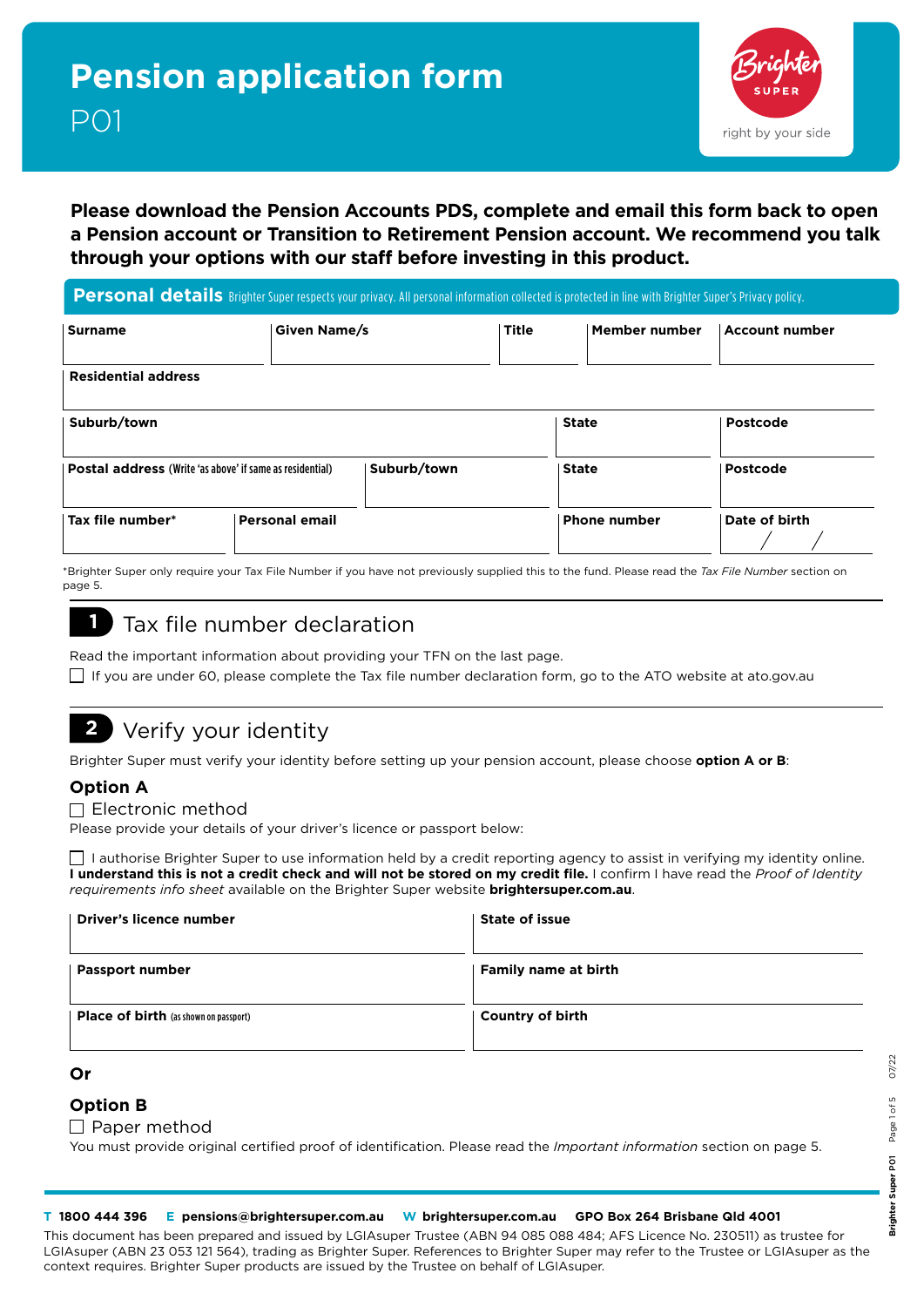# Pension application form

P01

**Please download the Pension Accounts PDS, complete and email this form back to open a Pension account or Transition to Retirement Pension account. We recommend you talk through your options with our staff before investing in this product.**

## Personal details

Brighter Super respects your privacy. All personal information collected is protected in line with Brighter Super's Privacy policy.

| Surname | Given Name/s | Title | Member number | Account number |
|---|---|---|---|---|
| | | | | |

| Residential address |
|---|
| |

| Suburb/town | State | Postcode |
|---|---|---|
| | | |

| Postal address (Write 'as above' if same as residential) | Suburb/town | State | Postcode |
|---|---|---|---|
| | | | |

| Tax file number* | Personal email | Phone number | Date of birth |
|---|---|---|---|
| | | | / / |

*Brighter Super only require your Tax File Number if you have not previously supplied this to the fund. Please read the *Tax File Number* section on page 5.

## 1 Tax file number declaration

Read the important information about providing your TFN on the last page.

☐ If you are under 60, please complete the Tax file number declaration form, go to the ATO website at ato.gov.au

## 2 Verify your identity

Brighter Super must verify your identity before setting up your pension account, please choose **option A or B**:

### Option A

☐ Electronic method

Please provide your details of your driver's licence or passport below:

☐ I authorise Brighter Super to use information held by a credit reporting agency to assist in verifying my identity online. **I understand this is not a credit check and will not be stored on my credit file.** I confirm I have read the *Proof of Identity requirements info sheet* available on the Brighter Super website **brightersuper.com.au**.

| Driver's licence number | State of issue |
|---|---|
| | |
| **Passport number** | **Family name at birth** |
| | |
| **Place of birth** (as shown on passport) | **Country of birth** |
| | |

**Or**

### Option B

☐ Paper method

You must provide original certified proof of identification. Please read the *Important information* section on page 5.

**T 1800 444 396** **E pensions@brightersuper.com.au** **W brightersuper.com.au** **GPO Box 264 Brisbane Qld 4001**

This document has been prepared and issued by LGIAsuper Trustee (ABN 94 085 088 484; AFS Licence No. 230511) as trustee for LGIAsuper (ABN 23 053 121 564), trading as Brighter Super. References to Brighter Super may refer to the Trustee or LGIAsuper as the context requires. Brighter Super products are issued by the Trustee on behalf of LGIAsuper.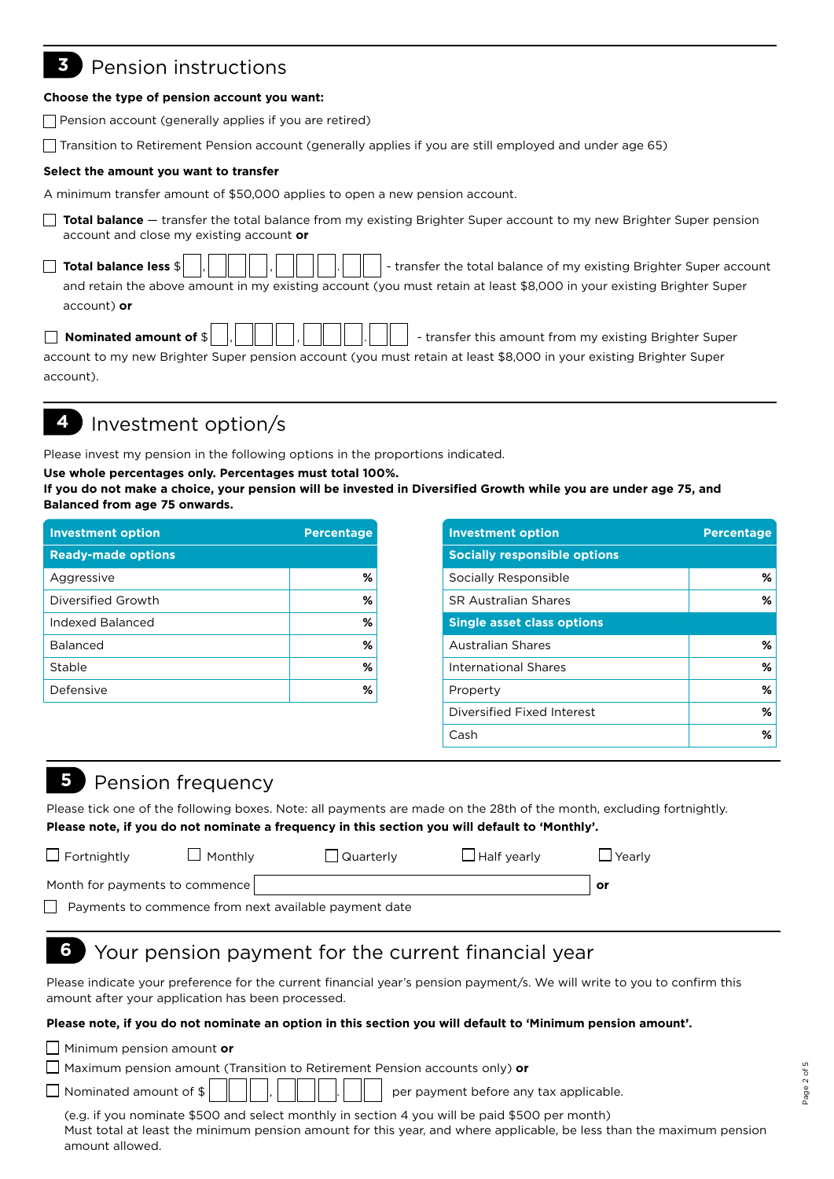## 3 Pension instructions

**Choose the type of pension account you want:**

☐ Pension account (generally applies if you are retired)

☐ Transition to Retirement Pension account (generally applies if you are still employed and under age 65)

**Select the amount you want to transfer**

A minimum transfer amount of $50,000 applies to open a new pension account.

☐ **Total balance** — transfer the total balance from my existing Brighter Super account to my new Brighter Super pension account and close my existing account **or**

☐ **Total balance less** $ ☐,☐☐☐,☐☐☐.☐☐ - transfer the total balance of my existing Brighter Super account and retain the above amount in my existing account (you must retain at least $8,000 in your existing Brighter Super account) **or**

☐ **Nominated amount of** $ ☐,☐☐☐,☐☐☐.☐☐ - transfer this amount from my existing Brighter Super account to my new Brighter Super pension account (you must retain at least $8,000 in your existing Brighter Super account).

## 4 Investment option/s

Please invest my pension in the following options in the proportions indicated.

**Use whole percentages only. Percentages must total 100%.**
**If you do not make a choice, your pension will be invested in Diversified Growth while you are under age 75, and Balanced from age 75 onwards.**

| Investment option | Percentage |
|---|---|
| **Ready-made options** | |
| Aggressive | % |
| Diversified Growth | % |
| Indexed Balanced | % |
| Balanced | % |
| Stable | % |
| Defensive | % |

| Investment option | Percentage |
|---|---|
| **Socially responsible options** | |
| Socially Responsible | % |
| SR Australian Shares | % |
| **Single asset class options** | |
| Australian Shares | % |
| International Shares | % |
| Property | % |
| Diversified Fixed Interest | % |
| Cash | % |

## 5 Pension frequency

Please tick one of the following boxes. Note: all payments are made on the 28th of the month, excluding fortnightly.
**Please note, if you do not nominate a frequency in this section you will default to 'Monthly'.**

☐ Fortnightly ☐ Monthly ☐ Quarterly ☐ Half yearly ☐ Yearly

Month for payments to commence ________________ **or**

☐ Payments to commence from next available payment date

## 6 Your pension payment for the current financial year

Please indicate your preference for the current financial year's pension payment/s. We will write to you to confirm this amount after your application has been processed.

**Please note, if you do not nominate an option in this section you will default to 'Minimum pension amount'.**

☐ Minimum pension amount **or**

☐ Maximum pension amount (Transition to Retirement Pension accounts only) **or**

☐ Nominated amount of $ ☐☐☐,☐☐☐.☐☐ per payment before any tax applicable.

(e.g. if you nominate $500 and select monthly in section 4 you will be paid $500 per month)
Must total at least the minimum pension amount for this year, and where applicable, be less than the maximum pension amount allowed.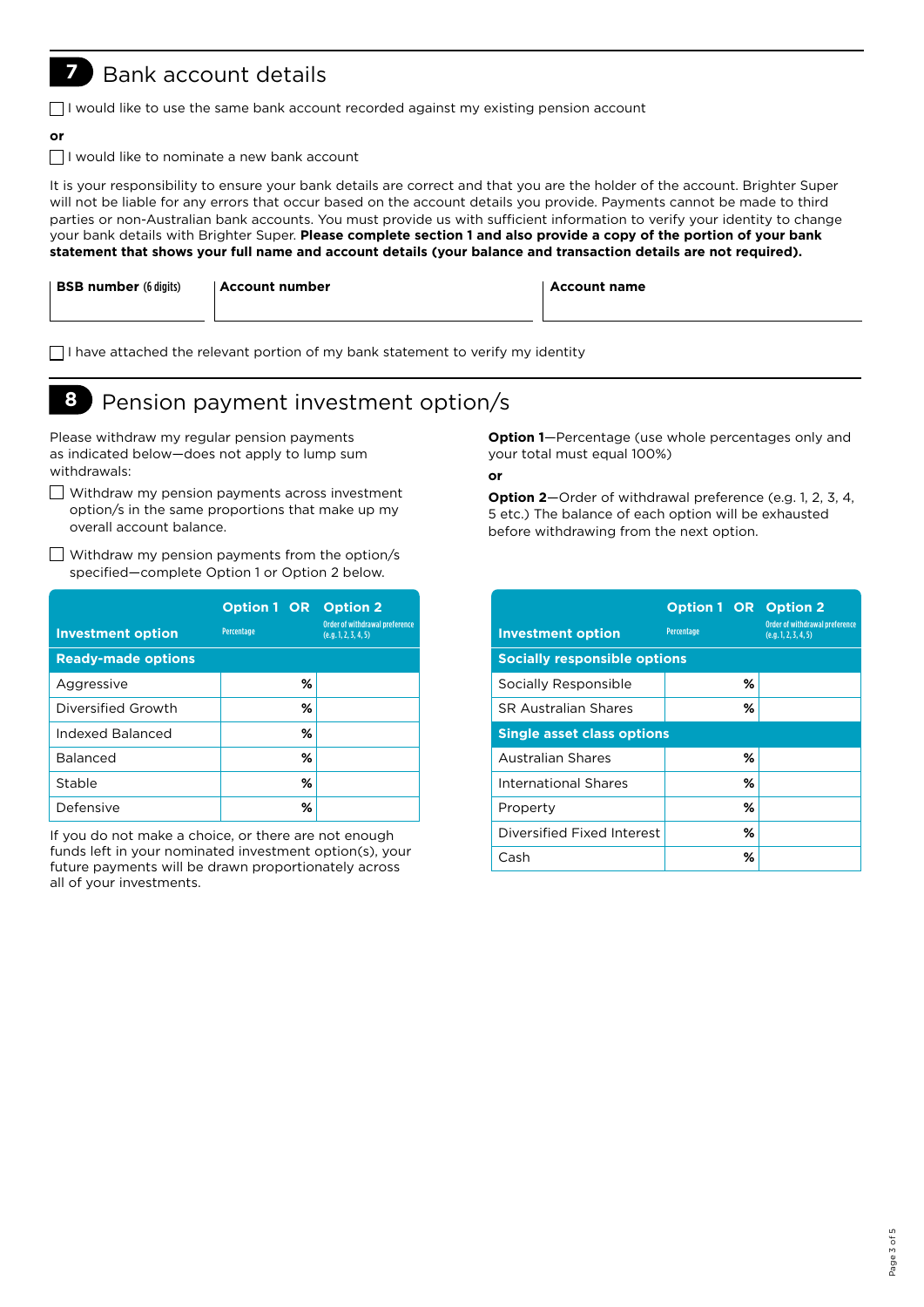## 7 Bank account details

☐ I would like to use the same bank account recorded against my existing pension account

**or**

☐ I would like to nominate a new bank account

It is your responsibility to ensure your bank details are correct and that you are the holder of the account. Brighter Super will not be liable for any errors that occur based on the account details you provide. Payments cannot be made to third parties or non-Australian bank accounts. You must provide us with sufficient information to verify your identity to change your bank details with Brighter Super. **Please complete section 1 and also provide a copy of the portion of your bank statement that shows your full name and account details (your balance and transaction details are not required).**

| **BSB number** (6 digits) | **Account number** | **Account name** |
|---|---|---|
| | | |

☐ I have attached the relevant portion of my bank statement to verify my identity

## 8 Pension payment investment option/s

Please withdraw my regular pension payments as indicated below—does not apply to lump sum withdrawals:

☐ Withdraw my pension payments across investment option/s in the same proportions that make up my overall account balance.

☐ Withdraw my pension payments from the option/s specified—complete Option 1 or Option 2 below.

**Option 1**—Percentage (use whole percentages only and your total must equal 100%)

**or**

**Option 2**—Order of withdrawal preference (e.g. 1, 2, 3, 4, 5 etc.) The balance of each option will be exhausted before withdrawing from the next option.

| Investment option | Option 1 Percentage | OR | Option 2 Order of withdrawal preference (e.g. 1, 2, 3, 4, 5) |
|---|---|---|---|
| **Ready-made options** | | | |
| Aggressive | % | | |
| Diversified Growth | % | | |
| Indexed Balanced | % | | |
| Balanced | % | | |
| Stable | % | | |
| Defensive | % | | |

If you do not make a choice, or there are not enough funds left in your nominated investment option(s), your future payments will be drawn proportionately across all of your investments.

| Investment option | Option 1 Percentage | OR | Option 2 Order of withdrawal preference (e.g. 1, 2, 3, 4, 5) |
|---|---|---|---|
| **Socially responsible options** | | | |
| Socially Responsible | % | | |
| SR Australian Shares | % | | |
| **Single asset class options** | | | |
| Australian Shares | % | | |
| International Shares | % | | |
| Property | % | | |
| Diversified Fixed Interest | % | | |
| Cash | % | | |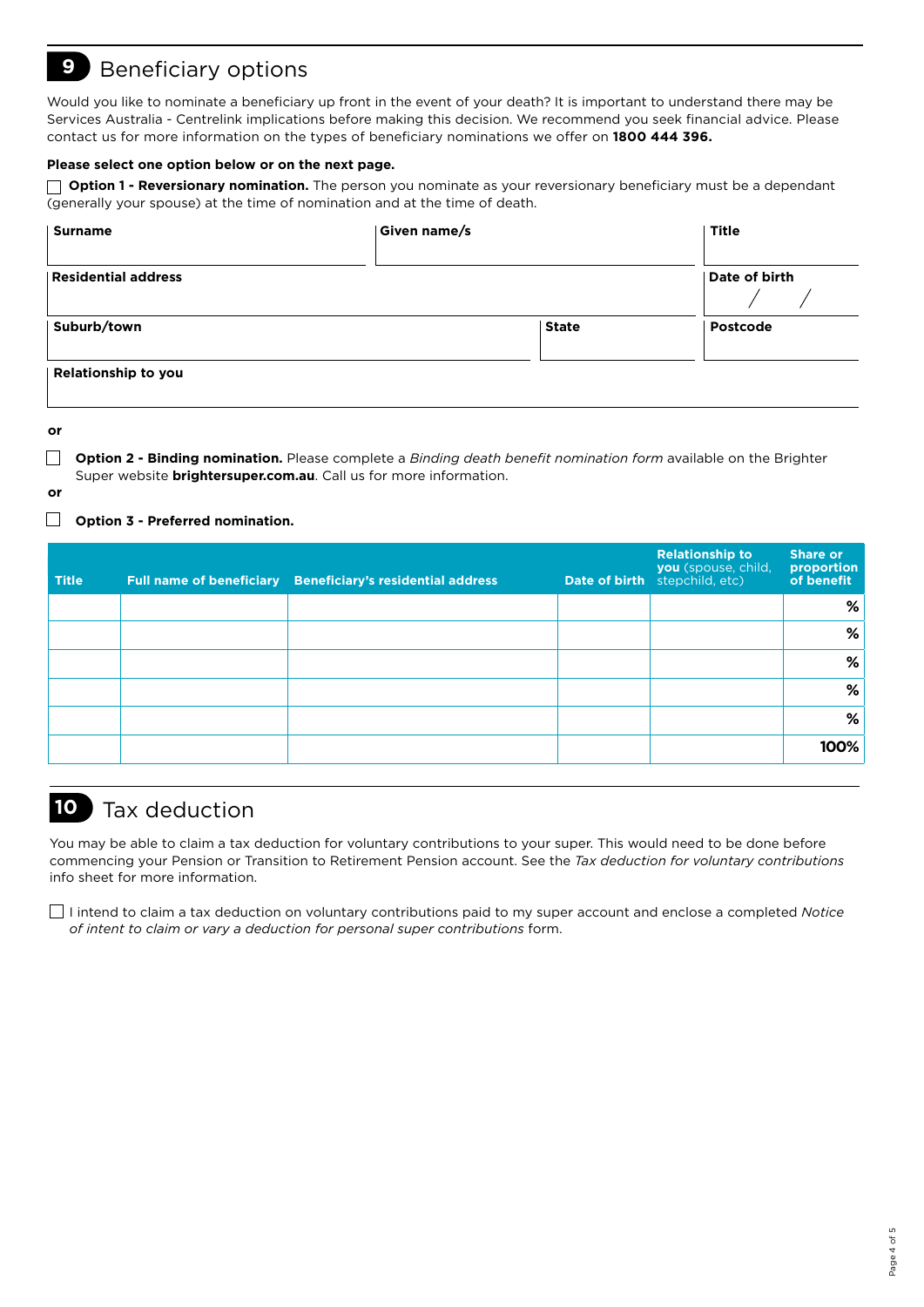## 9 Beneficiary options

Would you like to nominate a beneficiary up front in the event of your death? It is important to understand there may be Services Australia - Centrelink implications before making this decision. We recommend you seek financial advice. Please contact us for more information on the types of beneficiary nominations we offer on **1800 444 396.**

**Please select one option below or on the next page.**

☐ **Option 1 - Reversionary nomination.** The person you nominate as your reversionary beneficiary must be a dependant (generally your spouse) at the time of nomination and at the time of death.

| Surname | Given name/s | Title |
|---|---|---|
| | | |

| Residential address | Date of birth |
|---|---|
| | / / |

| Suburb/town | State | Postcode |
|---|---|---|
| | | |

| Relationship to you |
|---|
| |

**or**

☐ **Option 2 - Binding nomination.** Please complete a *Binding death benefit nomination form* available on the Brighter Super website **brightersuper.com.au**. Call us for more information.

**or**

☐ **Option 3 - Preferred nomination.**

| Title | Full name of beneficiary | Beneficiary's residential address | Date of birth | Relationship to you (spouse, child, stepchild, etc) | Share or proportion of benefit |
|---|---|---|---|---|---|
| | | | | | % |
| | | | | | % |
| | | | | | % |
| | | | | | % |
| | | | | | % |
| | | | | | 100% |

## 10 Tax deduction

You may be able to claim a tax deduction for voluntary contributions to your super. This would need to be done before commencing your Pension or Transition to Retirement Pension account. See the *Tax deduction for voluntary contributions* info sheet for more information.

☐ I intend to claim a tax deduction on voluntary contributions paid to my super account and enclose a completed *Notice of intent to claim or vary a deduction for personal super contributions* form.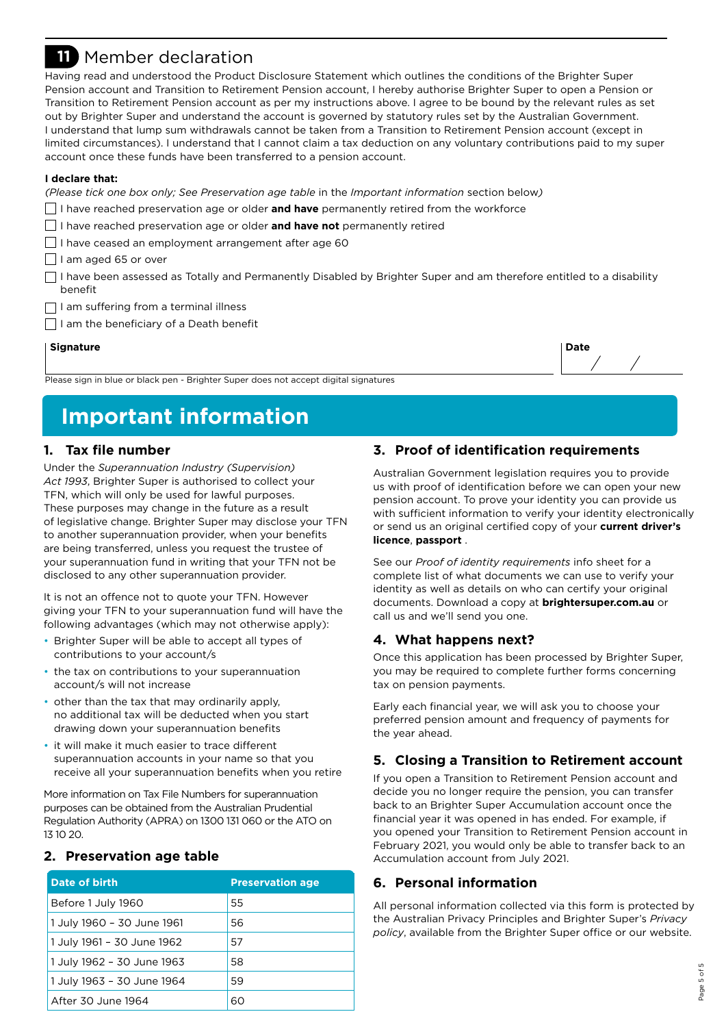## 11 Member declaration

Having read and understood the Product Disclosure Statement which outlines the conditions of the Brighter Super Pension account and Transition to Retirement Pension account, I hereby authorise Brighter Super to open a Pension or Transition to Retirement Pension account as per my instructions above. I agree to be bound by the relevant rules as set out by Brighter Super and understand the account is governed by statutory rules set by the Australian Government. I understand that lump sum withdrawals cannot be taken from a Transition to Retirement Pension account (except in limited circumstances). I understand that I cannot claim a tax deduction on any voluntary contributions paid to my super account once these funds have been transferred to a pension account.

**I declare that:**

*(Please tick one box only; See Preservation age table* in the *Important information* section below*)*

- ☐ I have reached preservation age or older **and have** permanently retired from the workforce
- ☐ I have reached preservation age or older **and have not** permanently retired
- ☐ I have ceased an employment arrangement after age 60
- ☐ I am aged 65 or over
- ☐ I have been assessed as Totally and Permanently Disabled by Brighter Super and am therefore entitled to a disability benefit
- ☐ I am suffering from a terminal illness
- ☐ I am the beneficiary of a Death benefit

**Signature** ______________________ **Date** ____ / ____ / ____

Please sign in blue or black pen - Brighter Super does not accept digital signatures

# Important information

### 1. Tax file number

Under the *Superannuation Industry (Supervision) Act 1993*, Brighter Super is authorised to collect your TFN, which will only be used for lawful purposes. These purposes may change in the future as a result of legislative change. Brighter Super may disclose your TFN to another superannuation provider, when your benefits are being transferred, unless you request the trustee of your superannuation fund in writing that your TFN not be disclosed to any other superannuation provider.

It is not an offence not to quote your TFN. However giving your TFN to your superannuation fund will have the following advantages (which may not otherwise apply):

- Brighter Super will be able to accept all types of contributions to your account/s
- the tax on contributions to your superannuation account/s will not increase
- other than the tax that may ordinarily apply, no additional tax will be deducted when you start drawing down your superannuation benefits
- it will make it much easier to trace different superannuation accounts in your name so that you receive all your superannuation benefits when you retire

More information on Tax File Numbers for superannuation purposes can be obtained from the Australian Prudential Regulation Authority (APRA) on 1300 131 060 or the ATO on 13 10 20.

### 2. Preservation age table

| Date of birth | Preservation age |
|---|---|
| Before 1 July 1960 | 55 |
| 1 July 1960 – 30 June 1961 | 56 |
| 1 July 1961 – 30 June 1962 | 57 |
| 1 July 1962 – 30 June 1963 | 58 |
| 1 July 1963 – 30 June 1964 | 59 |
| After 30 June 1964 | 60 |

### 3. Proof of identification requirements

Australian Government legislation requires you to provide us with proof of identification before we can open your new pension account. To prove your identity you can provide us with sufficient information to verify your identity electronically or send us an original certified copy of your **current driver's licence**, **passport** .

See our *Proof of identity requirements* info sheet for a complete list of what documents we can use to verify your identity as well as details on who can certify your original documents. Download a copy at **brightersuper.com.au** or call us and we'll send you one.

### 4. What happens next?

Once this application has been processed by Brighter Super, you may be required to complete further forms concerning tax on pension payments.

Early each financial year, we will ask you to choose your preferred pension amount and frequency of payments for the year ahead.

### 5. Closing a Transition to Retirement account

If you open a Transition to Retirement Pension account and decide you no longer require the pension, you can transfer back to an Brighter Super Accumulation account once the financial year it was opened in has ended. For example, if you opened your Transition to Retirement Pension account in February 2021, you would only be able to transfer back to an Accumulation account from July 2021.

### 6. Personal information

All personal information collected via this form is protected by the Australian Privacy Principles and Brighter Super's *Privacy policy*, available from the Brighter Super office or our website.